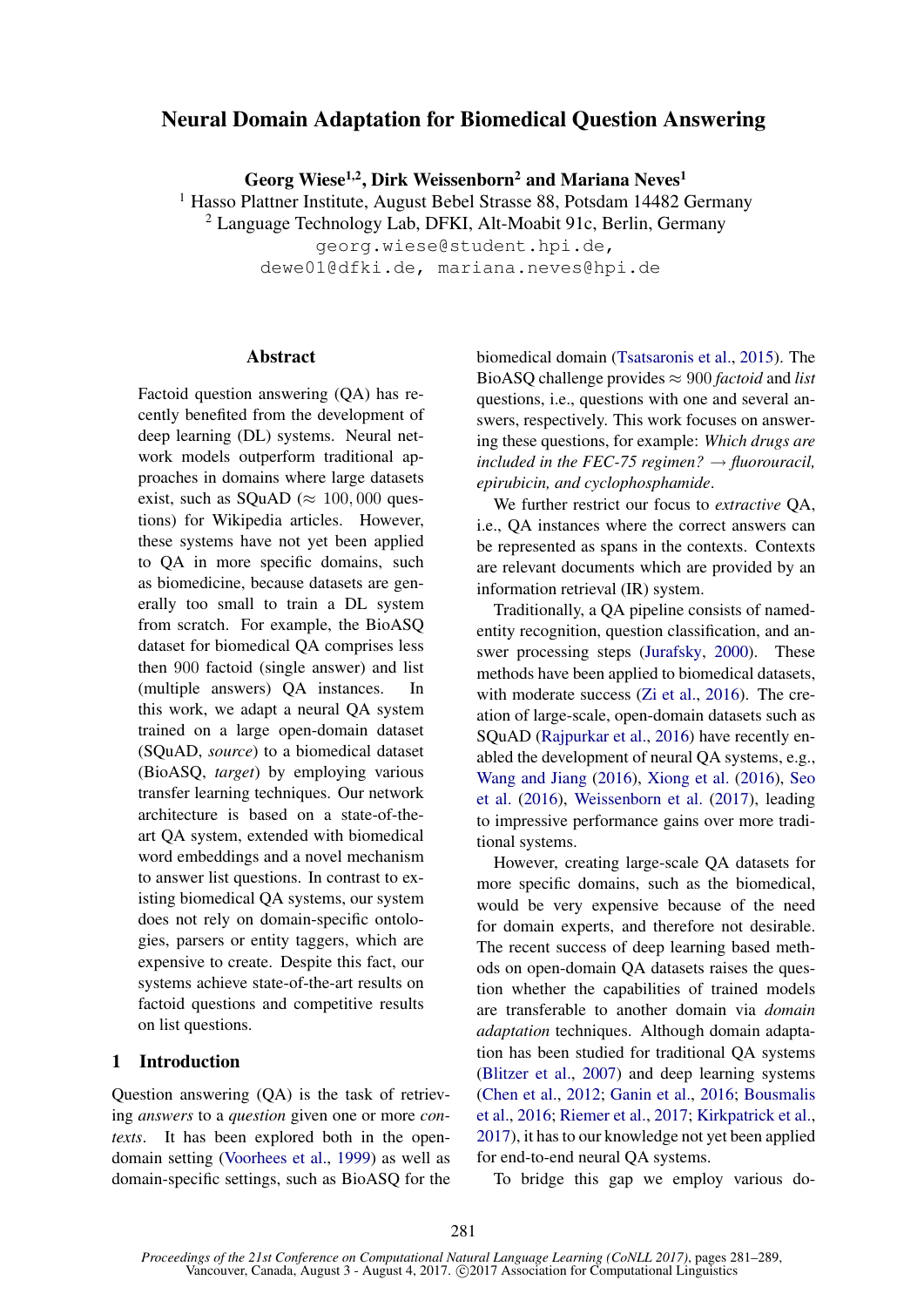# Neural Domain Adaptation for Biomedical Question Answering

**Georg Wiese[1,2], Dirk Weissenborn[2] and Mariana Neves[1]**

[1] Hasso Plattner Institute, August Bebel Strasse 88, Potsdam 14482 Germany
[2] Language Technology Lab, DFKI, Alt-Moabit 91c, Berlin, Germany

georg.wiese@student.hpi.de,
dewe01@dfki.de, mariana.neves@hpi.de

## Abstract

Factoid question answering (QA) has recently benefited from the development of deep learning (DL) systems. Neural network models outperform traditional approaches in domains where large datasets exist, such as SQuAD ($\approx 100,000$ questions) for Wikipedia articles. However, these systems have not yet been applied to QA in more specific domains, such as biomedicine, because datasets are generally too small to train a DL system from scratch. For example, the BioASQ dataset for biomedical QA comprises less then 900 factoid (single answer) and list (multiple answers) QA instances. In this work, we adapt a neural QA system trained on a large open-domain dataset (SQuAD, *source*) to a biomedical dataset (BioASQ, *target*) by employing various transfer learning techniques. Our network architecture is based on a state-of-the-art QA system, extended with biomedical word embeddings and a novel mechanism to answer list questions. In contrast to existing biomedical QA systems, our system does not rely on domain-specific ontologies, parsers or entity taggers, which are expensive to create. Despite this fact, our systems achieve state-of-the-art results on factoid questions and competitive results on list questions.

## 1 Introduction

Question answering (QA) is the task of retrieving *answers* to a *question* given one or more *contexts*. It has been explored both in the open-domain setting (Voorhees et al., 1999) as well as domain-specific settings, such as BioASQ for the biomedical domain (Tsatsaronis et al., 2015). The BioASQ challenge provides $\approx 900$ *factoid* and *list* questions, i.e., questions with one and several answers, respectively. This work focuses on answering these questions, for example: *Which drugs are included in the FEC-75 regimen? → fluorouracil, epirubicin, and cyclophosphamide*.

We further restrict our focus to *extractive* QA, i.e., QA instances where the correct answers can be represented as spans in the contexts. Contexts are relevant documents which are provided by an information retrieval (IR) system.

Traditionally, a QA pipeline consists of named-entity recognition, question classification, and answer processing steps (Jurafsky, 2000). These methods have been applied to biomedical datasets, with moderate success (Zi et al., 2016). The creation of large-scale, open-domain datasets such as SQuAD (Rajpurkar et al., 2016) have recently enabled the development of neural QA systems, e.g., Wang and Jiang (2016), Xiong et al. (2016), Seo et al. (2016), Weissenborn et al. (2017), leading to impressive performance gains over more traditional systems.

However, creating large-scale QA datasets for more specific domains, such as the biomedical, would be very expensive because of the need for domain experts, and therefore not desirable. The recent success of deep learning based methods on open-domain QA datasets raises the question whether the capabilities of trained models are transferable to another domain via *domain adaptation* techniques. Although domain adaptation has been studied for traditional QA systems (Blitzer et al., 2007) and deep learning systems (Chen et al., 2012; Ganin et al., 2016; Bousmalis et al., 2016; Riemer et al., 2017; Kirkpatrick et al., 2017), it has to our knowledge not yet been applied for end-to-end neural QA systems.

To bridge this gap we employ various do-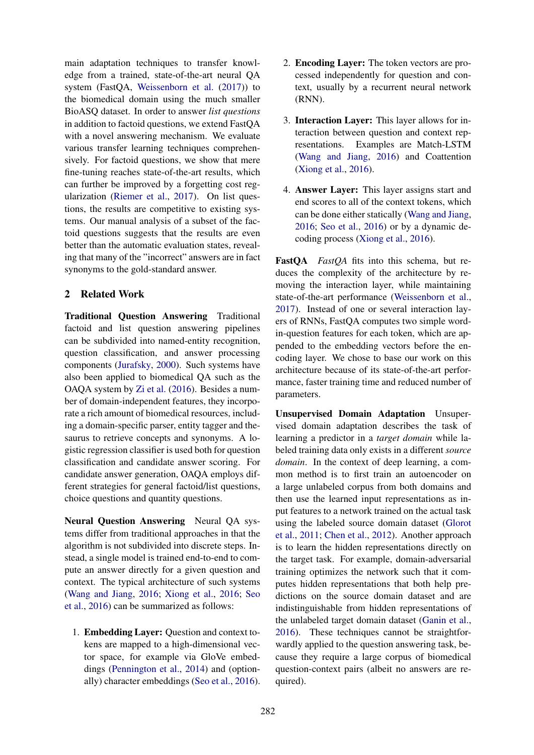main adaptation techniques to transfer knowledge from a trained, state-of-the-art neural QA system (FastQA, Weissenborn et al. (2017)) to the biomedical domain using the much smaller BioASQ dataset. In order to answer *list questions* in addition to factoid questions, we extend FastQA with a novel answering mechanism. We evaluate various transfer learning techniques comprehensively. For factoid questions, we show that mere fine-tuning reaches state-of-the-art results, which can further be improved by a forgetting cost regularization (Riemer et al., 2017). On list questions, the results are competitive to existing systems. Our manual analysis of a subset of the factoid questions suggests that the results are even better than the automatic evaluation states, revealing that many of the "incorrect" answers are in fact synonyms to the gold-standard answer.

## 2 Related Work

**Traditional Question Answering** Traditional factoid and list question answering pipelines can be subdivided into named-entity recognition, question classification, and answer processing components (Jurafsky, 2000). Such systems have also been applied to biomedical QA such as the OAQA system by Zi et al. (2016). Besides a number of domain-independent features, they incorporate a rich amount of biomedical resources, including a domain-specific parser, entity tagger and thesaurus to retrieve concepts and synonyms. A logistic regression classifier is used both for question classification and candidate answer scoring. For candidate answer generation, OAQA employs different strategies for general factoid/list questions, choice questions and quantity questions.

**Neural Question Answering** Neural QA systems differ from traditional approaches in that the algorithm is not subdivided into discrete steps. Instead, a single model is trained end-to-end to compute an answer directly for a given question and context. The typical architecture of such systems (Wang and Jiang, 2016; Xiong et al., 2016; Seo et al., 2016) can be summarized as follows:

1. **Embedding Layer:** Question and context tokens are mapped to a high-dimensional vector space, for example via GloVe embeddings (Pennington et al., 2014) and (optionally) character embeddings (Seo et al., 2016).
2. **Encoding Layer:** The token vectors are processed independently for question and context, usually by a recurrent neural network (RNN).
3. **Interaction Layer:** This layer allows for interaction between question and context representations. Examples are Match-LSTM (Wang and Jiang, 2016) and Coattention (Xiong et al., 2016).
4. **Answer Layer:** This layer assigns start and end scores to all of the context tokens, which can be done either statically (Wang and Jiang, 2016; Seo et al., 2016) or by a dynamic decoding process (Xiong et al., 2016).

**FastQA** *FastQA* fits into this schema, but reduces the complexity of the architecture by removing the interaction layer, while maintaining state-of-the-art performance (Weissenborn et al., 2017). Instead of one or several interaction layers of RNNs, FastQA computes two simple word-in-question features for each token, which are appended to the embedding vectors before the encoding layer. We chose to base our work on this architecture because of its state-of-the-art performance, faster training time and reduced number of parameters.

**Unsupervised Domain Adaptation** Unsupervised domain adaptation describes the task of learning a predictor in a *target domain* while labeled training data only exists in a different *source domain*. In the context of deep learning, a common method is to first train an autoencoder on a large unlabeled corpus from both domains and then use the learned input representations as input features to a network trained on the actual task using the labeled source domain dataset (Glorot et al., 2011; Chen et al., 2012). Another approach is to learn the hidden representations directly on the target task. For example, domain-adversarial training optimizes the network such that it computes hidden representations that both help predictions on the source domain dataset and are indistinguishable from hidden representations of the unlabeled target domain dataset (Ganin et al., 2016). These techniques cannot be straightforwardly applied to the question answering task, because they require a large corpus of biomedical question-context pairs (albeit no answers are required).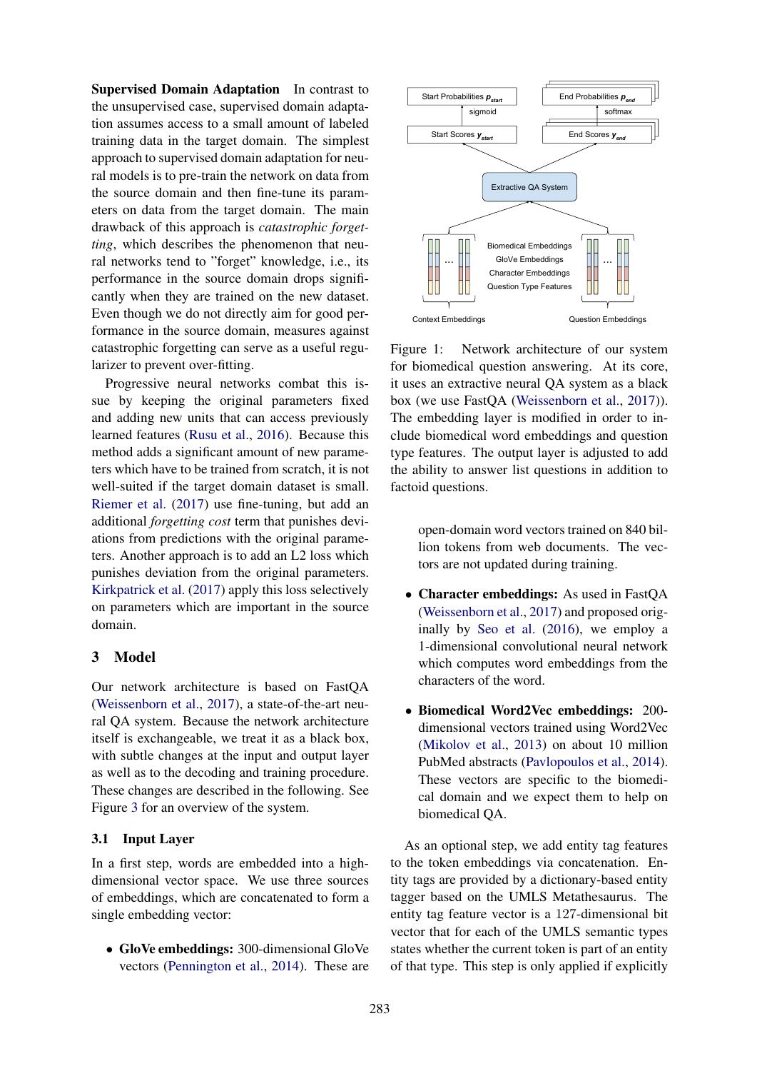**Supervised Domain Adaptation** In contrast to the unsupervised case, supervised domain adaptation assumes access to a small amount of labeled training data in the target domain. The simplest approach to supervised domain adaptation for neural models is to pre-train the network on data from the source domain and then fine-tune its parameters on data from the target domain. The main drawback of this approach is *catastrophic forgetting*, which describes the phenomenon that neural networks tend to "forget" knowledge, i.e., its performance in the source domain drops significantly when they are trained on the new dataset. Even though we do not directly aim for good performance in the source domain, measures against catastrophic forgetting can serve as a useful regularizer to prevent over-fitting.

Progressive neural networks combat this issue by keeping the original parameters fixed and adding new units that can access previously learned features (Rusu et al., 2016). Because this method adds a significant amount of new parameters which have to be trained from scratch, it is not well-suited if the target domain dataset is small. Riemer et al. (2017) use fine-tuning, but add an additional *forgetting cost* term that punishes deviations from predictions with the original parameters. Another approach is to add an L2 loss which punishes deviation from the original parameters. Kirkpatrick et al. (2017) apply this loss selectively on parameters which are important in the source domain.

## 3 Model

Our network architecture is based on FastQA (Weissenborn et al., 2017), a state-of-the-art neural QA system. Because the network architecture itself is exchangeable, we treat it as a black box, with subtle changes at the input and output layer as well as to the decoding and training procedure. These changes are described in the following. See Figure 3 for an overview of the system.

### 3.1 Input Layer

In a first step, words are embedded into a high-dimensional vector space. We use three sources of embeddings, which are concatenated to form a single embedding vector:

- **GloVe embeddings:** 300-dimensional GloVe vectors (Pennington et al., 2014). These are open-domain word vectors trained on 840 billion tokens from web documents. The vectors are not updated during training.
- **Character embeddings:** As used in FastQA (Weissenborn et al., 2017) and proposed originally by Seo et al. (2016), we employ a 1-dimensional convolutional neural network which computes word embeddings from the characters of the word.
- **Biomedical Word2Vec embeddings:** 200-dimensional vectors trained using Word2Vec (Mikolov et al., 2013) on about 10 million PubMed abstracts (Pavlopoulos et al., 2014). These vectors are specific to the biomedical domain and we expect them to help on biomedical QA.

Figure 1: Network architecture of our system for biomedical question answering. At its core, it uses an extractive neural QA system as a black box (we use FastQA (Weissenborn et al., 2017)). The embedding layer is modified in order to include biomedical word embeddings and question type features. The output layer is adjusted to add the ability to answer list questions in addition to factoid questions.

As an optional step, we add entity tag features to the token embeddings via concatenation. Entity tags are provided by a dictionary-based entity tagger based on the UMLS Metathesaurus. The entity tag feature vector is a 127-dimensional bit vector that for each of the UMLS semantic types states whether the current token is part of an entity of that type. This step is only applied if explicitly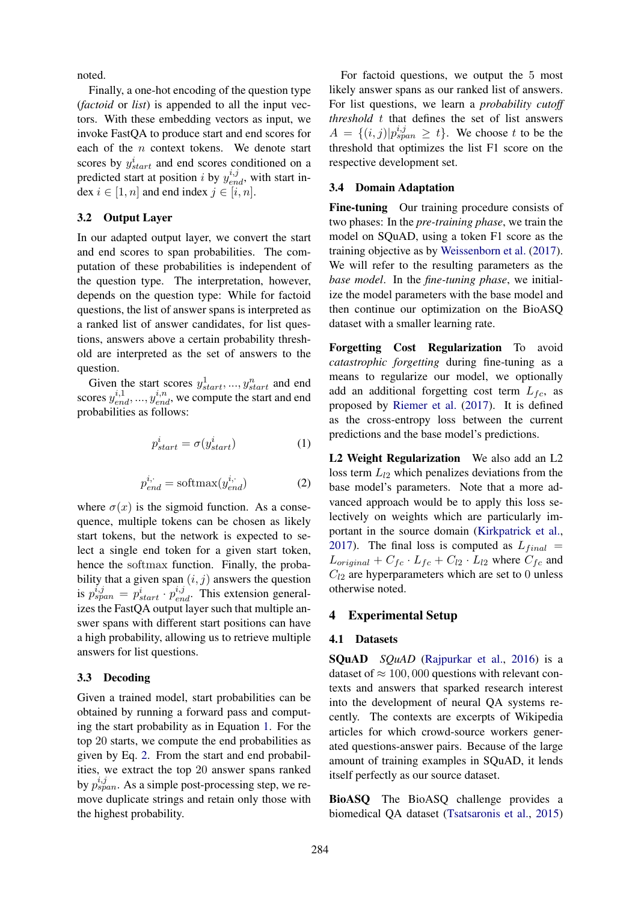noted.

Finally, a one-hot encoding of the question type (*factoid* or *list*) is appended to all the input vectors. With these embedding vectors as input, we invoke FastQA to produce start and end scores for each of the $n$ context tokens. We denote start scores by $y^i_{start}$ and end scores conditioned on a predicted start at position $i$ by $y^{i,j}_{end}$, with start index $i \in [1, n]$ and end index $j \in [i, n]$.

### 3.2 Output Layer

In our adapted output layer, we convert the start and end scores to span probabilities. The computation of these probabilities is independent of the question type. The interpretation, however, depends on the question type: While for factoid questions, the list of answer spans is interpreted as a ranked list of answer candidates, for list questions, answers above a certain probability threshold are interpreted as the set of answers to the question.

Given the start scores $y^1_{start}, ..., y^n_{start}$ and end scores $y^{i,1}_{end}, ..., y^{i,n}_{end}$, we compute the start and end probabilities as follows:

$$p^i_{start} = \sigma(y^i_{start}) \tag{1}$$

$$p^{i,\cdot}_{end} = \text{softmax}(y^{i,\cdot}_{end}) \tag{2}$$

where $\sigma(x)$ is the sigmoid function. As a consequence, multiple tokens can be chosen as likely start tokens, but the network is expected to select a single end token for a given start token, hence the softmax function. Finally, the probability that a given span $(i, j)$ answers the question is $p^{i,j}_{span} = p^i_{start} \cdot p^{i,j}_{end}$. This extension generalizes the FastQA output layer such that multiple answer spans with different start positions can have a high probability, allowing us to retrieve multiple answers for list questions.

### 3.3 Decoding

Given a trained model, start probabilities can be obtained by running a forward pass and computing the start probability as in Equation 1. For the top 20 starts, we compute the end probabilities as given by Eq. 2. From the start and end probabilities, we extract the top 20 answer spans ranked by $p^{i,j}_{span}$. As a simple post-processing step, we remove duplicate strings and retain only those with the highest probability.

For factoid questions, we output the 5 most likely answer spans as our ranked list of answers. For list questions, we learn a *probability cutoff threshold* $t$ that defines the set of list answers $A = \{(i, j) | p^{i,j}_{span} \geq t\}$. We choose $t$ to be the threshold that optimizes the list F1 score on the respective development set.

### 3.4 Domain Adaptation

**Fine-tuning** Our training procedure consists of two phases: In the *pre-training phase*, we train the model on SQuAD, using a token F1 score as the training objective as by Weissenborn et al. (2017). We will refer to the resulting parameters as the *base model*. In the *fine-tuning phase*, we initialize the model parameters with the base model and then continue our optimization on the BioASQ dataset with a smaller learning rate.

**Forgetting Cost Regularization** To avoid *catastrophic forgetting* during fine-tuning as a means to regularize our model, we optionally add an additional forgetting cost term $L_{fc}$, as proposed by Riemer et al. (2017). It is defined as the cross-entropy loss between the current predictions and the base model's predictions.

**L2 Weight Regularization** We also add an L2 loss term $L_{l2}$ which penalizes deviations from the base model's parameters. Note that a more advanced approach would be to apply this loss selectively on weights which are particularly important in the source domain (Kirkpatrick et al., 2017). The final loss is computed as $L_{final} = L_{original} + C_{fc} \cdot L_{fc} + C_{l2} \cdot L_{l2}$ where $C_{fc}$ and $C_{l2}$ are hyperparameters which are set to 0 unless otherwise noted.

## 4 Experimental Setup

### 4.1 Datasets

**SQuAD** *SQuAD* (Rajpurkar et al., 2016) is a dataset of $\approx 100,000$ questions with relevant contexts and answers that sparked research interest into the development of neural QA systems recently. The contexts are excerpts of Wikipedia articles for which crowd-source workers generated questions-answer pairs. Because of the large amount of training examples in SQuAD, it lends itself perfectly as our source dataset.

**BioASQ** The BioASQ challenge provides a biomedical QA dataset (Tsatsaronis et al., 2015)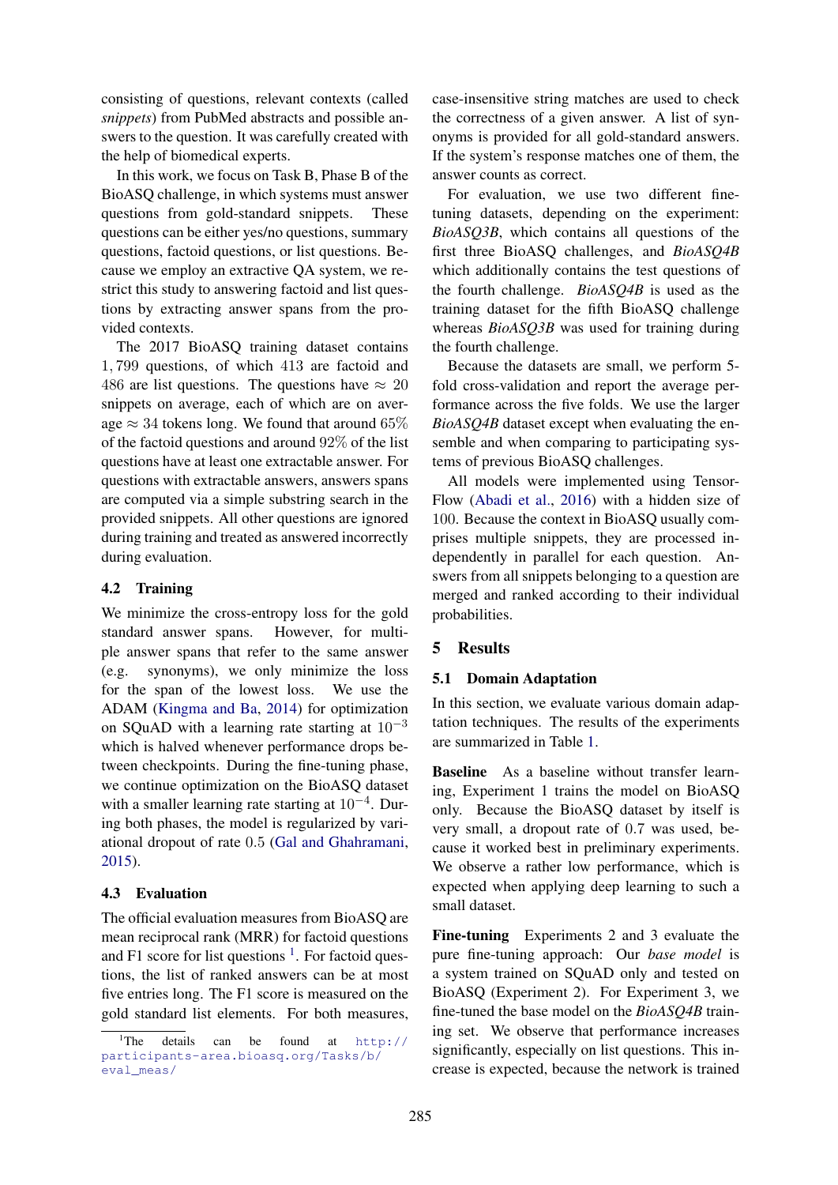consisting of questions, relevant contexts (called *snippets*) from PubMed abstracts and possible answers to the question. It was carefully created with the help of biomedical experts.

In this work, we focus on Task B, Phase B of the BioASQ challenge, in which systems must answer questions from gold-standard snippets. These questions can be either yes/no questions, summary questions, factoid questions, or list questions. Because we employ an extractive QA system, we restrict this study to answering factoid and list questions by extracting answer spans from the provided contexts.

The 2017 BioASQ training dataset contains $1,799$ questions, of which $413$ are factoid and $486$ are list questions. The questions have $\approx 20$ snippets on average, each of which are on average $\approx 34$ tokens long. We found that around $65\%$ of the factoid questions and around $92\%$ of the list questions have at least one extractable answer. For questions with extractable answers, answers spans are computed via a simple substring search in the provided snippets. All other questions are ignored during training and treated as answered incorrectly during evaluation.

### 4.2 Training

We minimize the cross-entropy loss for the gold standard answer spans. However, for multiple answer spans that refer to the same answer (e.g. synonyms), we only minimize the loss for the span of the lowest loss. We use the ADAM (Kingma and Ba, 2014) for optimization on SQuAD with a learning rate starting at $10^{-3}$ which is halved whenever performance drops between checkpoints. During the fine-tuning phase, we continue optimization on the BioASQ dataset with a smaller learning rate starting at $10^{-4}$. During both phases, the model is regularized by variational dropout of rate $0.5$ (Gal and Ghahramani, 2015).

### 4.3 Evaluation

The official evaluation measures from BioASQ are mean reciprocal rank (MRR) for factoid questions and F1 score for list questions [1]. For factoid questions, the list of ranked answers can be at most five entries long. The F1 score is measured on the gold standard list elements. For both measures, case-insensitive string matches are used to check the correctness of a given answer. A list of synonyms is provided for all gold-standard answers. If the system's response matches one of them, the answer counts as correct.

For evaluation, we use two different fine-tuning datasets, depending on the experiment: *BioASQ3B*, which contains all questions of the first three BioASQ challenges, and *BioASQ4B* which additionally contains the test questions of the fourth challenge. *BioASQ4B* is used as the training dataset for the fifth BioASQ challenge whereas *BioASQ3B* was used for training during the fourth challenge.

Because the datasets are small, we perform 5-fold cross-validation and report the average performance across the five folds. We use the larger *BioASQ4B* dataset except when evaluating the ensemble and when comparing to participating systems of previous BioASQ challenges.

All models were implemented using TensorFlow (Abadi et al., 2016) with a hidden size of 100. Because the context in BioASQ usually comprises multiple snippets, they are processed independently in parallel for each question. Answers from all snippets belonging to a question are merged and ranked according to their individual probabilities.

## 5 Results

### 5.1 Domain Adaptation

In this section, we evaluate various domain adaptation techniques. The results of the experiments are summarized in Table 1.

**Baseline** As a baseline without transfer learning, Experiment 1 trains the model on BioASQ only. Because the BioASQ dataset by itself is very small, a dropout rate of $0.7$ was used, because it worked best in preliminary experiments. We observe a rather low performance, which is expected when applying deep learning to such a small dataset.

**Fine-tuning** Experiments 2 and 3 evaluate the pure fine-tuning approach: Our *base model* is a system trained on SQuAD only and tested on BioASQ (Experiment 2). For Experiment 3, we fine-tuned the base model on the *BioASQ4B* training set. We observe that performance increases significantly, especially on list questions. This increase is expected, because the network is trained

[1] The details can be found at http://participants-area.bioasq.org/Tasks/b/eval_meas/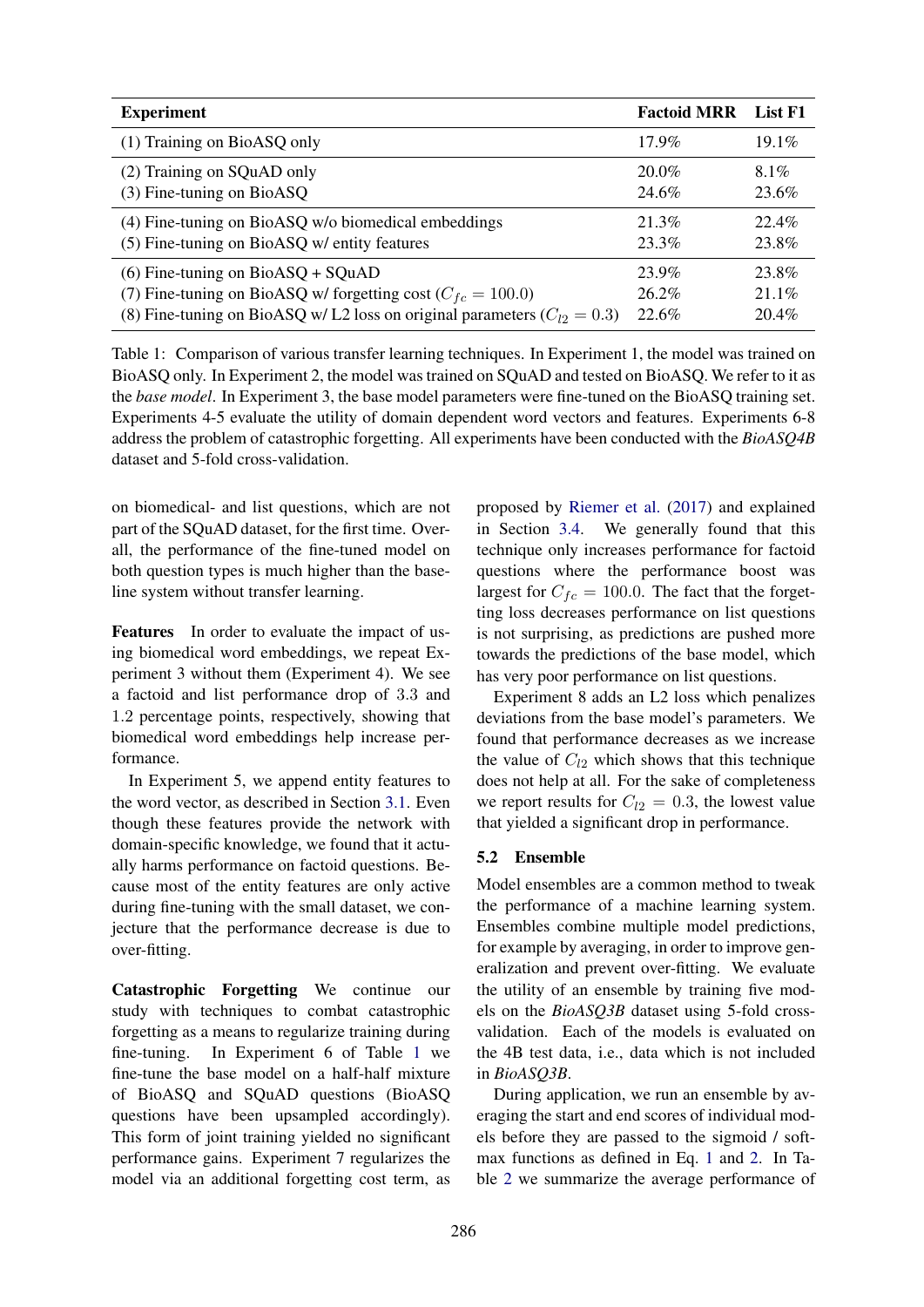| Experiment | Factoid MRR | List F1 |
|---|---|---|
| (1) Training on BioASQ only | 17.9% | 19.1% |
| (2) Training on SQuAD only | 20.0% | 8.1% |
| (3) Fine-tuning on BioASQ | 24.6% | 23.6% |
| (4) Fine-tuning on BioASQ w/o biomedical embeddings | 21.3% | 22.4% |
| (5) Fine-tuning on BioASQ w/ entity features | 23.3% | 23.8% |
| (6) Fine-tuning on BioASQ + SQuAD | 23.9% | 23.8% |
| (7) Fine-tuning on BioASQ w/ forgetting cost ($C_{fc} = 100.0$) | 26.2% | 21.1% |
| (8) Fine-tuning on BioASQ w/ L2 loss on original parameters ($C_{l2} = 0.3$) | 22.6% | 20.4% |

Table 1: Comparison of various transfer learning techniques. In Experiment 1, the model was trained on BioASQ only. In Experiment 2, the model was trained on SQuAD and tested on BioASQ. We refer to it as the *base model*. In Experiment 3, the base model parameters were fine-tuned on the BioASQ training set. Experiments 4-5 evaluate the utility of domain dependent word vectors and features. Experiments 6-8 address the problem of catastrophic forgetting. All experiments have been conducted with the *BioASQ4B* dataset and 5-fold cross-validation.

on biomedical- and list questions, which are not part of the SQuAD dataset, for the first time. Overall, the performance of the fine-tuned model on both question types is much higher than the baseline system without transfer learning.

**Features** In order to evaluate the impact of using biomedical word embeddings, we repeat Experiment 3 without them (Experiment 4). We see a factoid and list performance drop of 3.3 and 1.2 percentage points, respectively, showing that biomedical word embeddings help increase performance.

In Experiment 5, we append entity features to the word vector, as described in Section 3.1. Even though these features provide the network with domain-specific knowledge, we found that it actually harms performance on factoid questions. Because most of the entity features are only active during fine-tuning with the small dataset, we conjecture that the performance decrease is due to over-fitting.

**Catastrophic Forgetting** We continue our study with techniques to combat catastrophic forgetting as a means to regularize training during fine-tuning. In Experiment 6 of Table 1 we fine-tune the base model on a half-half mixture of BioASQ and SQuAD questions (BioASQ questions have been upsampled accordingly). This form of joint training yielded no significant performance gains. Experiment 7 regularizes the model via an additional forgetting cost term, as proposed by Riemer et al. (2017) and explained in Section 3.4. We generally found that this technique only increases performance for factoid questions where the performance boost was largest for $C_{fc} = 100.0$. The fact that the forgetting loss decreases performance on list questions is not surprising, as predictions are pushed more towards the predictions of the base model, which has very poor performance on list questions.

Experiment 8 adds an L2 loss which penalizes deviations from the base model's parameters. We found that performance decreases as we increase the value of $C_{l2}$ which shows that this technique does not help at all. For the sake of completeness we report results for $C_{l2} = 0.3$, the lowest value that yielded a significant drop in performance.

### 5.2 Ensemble

Model ensembles are a common method to tweak the performance of a machine learning system. Ensembles combine multiple model predictions, for example by averaging, in order to improve generalization and prevent over-fitting. We evaluate the utility of an ensemble by training five models on the *BioASQ3B* dataset using 5-fold cross-validation. Each of the models is evaluated on the 4B test data, i.e., data which is not included in *BioASQ3B*.

During application, we run an ensemble by averaging the start and end scores of individual models before they are passed to the sigmoid / softmax functions as defined in Eq. 1 and 2. In Table 2 we summarize the average performance of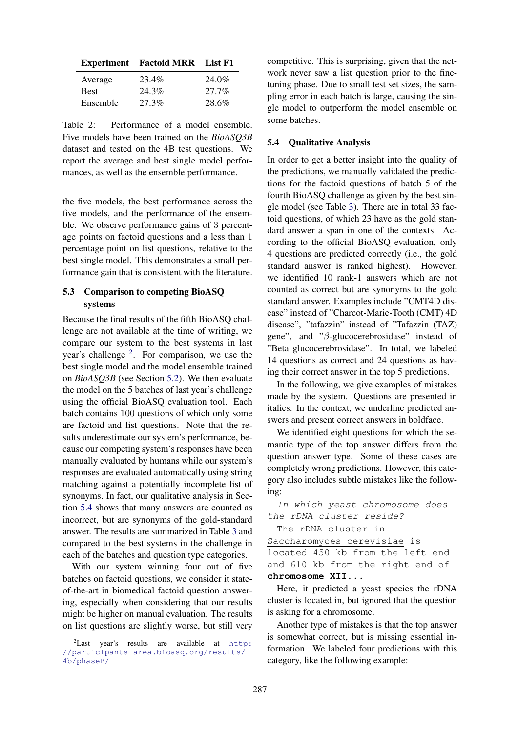| Experiment | Factoid MRR | List F1 |
|---|---|---|
| Average | 23.4% | 24.0% |
| Best | 24.3% | 27.7% |
| Ensemble | 27.3% | 28.6% |

Table 2: Performance of a model ensemble. Five models have been trained on the *BioASQ3B* dataset and tested on the 4B test questions. We report the average and best single model performances, as well as the ensemble performance.

the five models, the best performance across the five models, and the performance of the ensemble. We observe performance gains of 3 percentage points on factoid questions and a less than 1 percentage point on list questions, relative to the best single model. This demonstrates a small performance gain that is consistent with the literature.

### 5.3 Comparison to competing BioASQ systems

Because the final results of the fifth BioASQ challenge are not available at the time of writing, we compare our system to the best systems in last year's challenge [2]. For comparison, we use the best single model and the model ensemble trained on *BioASQ3B* (see Section 5.2). We then evaluate the model on the 5 batches of last year's challenge using the official BioASQ evaluation tool. Each batch contains 100 questions of which only some are factoid and list questions. Note that the results underestimate our system's performance, because our competing system's responses have been manually evaluated by humans while our system's responses are evaluated automatically using string matching against a potentially incomplete list of synonyms. In fact, our qualitative analysis in Section 5.4 shows that many answers are counted as incorrect, but are synonyms of the gold-standard answer. The results are summarized in Table 3 and compared to the best systems in the challenge in each of the batches and question type categories.

With our system winning four out of five batches on factoid questions, we consider it state-of-the-art in biomedical factoid question answering, especially when considering that our results might be higher on manual evaluation. The results on list questions are slightly worse, but still very competitive. This is surprising, given that the network never saw a list question prior to the fine-tuning phase. Due to small test set sizes, the sampling error in each batch is large, causing the single model to outperform the model ensemble on some batches.

### 5.4 Qualitative Analysis

In order to get a better insight into the quality of the predictions, we manually validated the predictions for the factoid questions of batch 5 of the fourth BioASQ challenge as given by the best single model (see Table 3). There are in total 33 factoid questions, of which 23 have as the gold standard answer a span in one of the contexts. According to the official BioASQ evaluation, only 4 questions are predicted correctly (i.e., the gold standard answer is ranked highest). However, we identified 10 rank-1 answers which are not counted as correct but are synonyms to the gold standard answer. Examples include "CMT4D disease" instead of "Charcot-Marie-Tooth (CMT) 4D disease", "tafazzin" instead of "Tafazzin (TAZ) gene", and "$\beta$-glucocerebrosidase" instead of "Beta glucocerebrosidase". In total, we labeled 14 questions as correct and 24 questions as having their correct answer in the top 5 predictions.

In the following, we give examples of mistakes made by the system. Questions are presented in italics. In the context, we underline predicted answers and present correct answers in boldface.

We identified eight questions for which the semantic type of the top answer differs from the question answer type. Some of these cases are completely wrong predictions. However, this category also includes subtle mistakes like the following:

*In which yeast chromosome does the rDNA cluster reside?*

The rDNA cluster in <u>Saccharomyces cerevisiae</u> is located 450 kb from the left end and 610 kb from the right end of **chromosome XII...**

Here, it predicted a yeast species the rDNA cluster is located in, but ignored that the question is asking for a chromosome.

Another type of mistakes is that the top answer is somewhat correct, but is missing essential information. We labeled four predictions with this category, like the following example:

[2] Last year's results are available at http://participants-area.bioasq.org/results/4b/phaseB/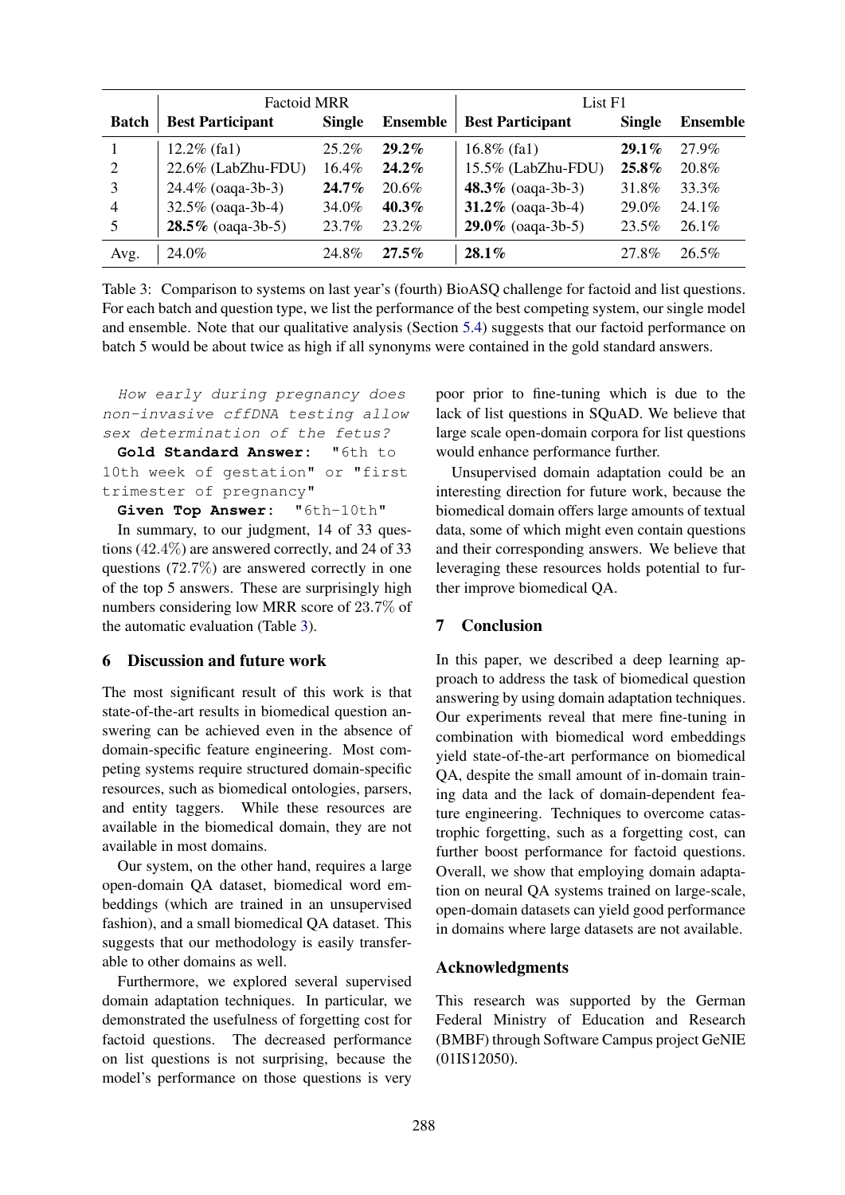| | Factoid MRR | | | List F1 | | |
|---|---|---|---|---|---|---|
| **Batch** | **Best Participant** | **Single** | **Ensemble** | **Best Participant** | **Single** | **Ensemble** |
| 1 | 12.2% (fa1) | 25.2% | **29.2%** | 16.8% (fa1) | **29.1%** | 27.9% |
| 2 | 22.6% (LabZhu-FDU) | 16.4% | **24.2%** | 15.5% (LabZhu-FDU) | **25.8%** | 20.8% |
| 3 | 24.4% (oaqa-3b-3) | **24.7%** | 20.6% | **48.3%** (oaqa-3b-3) | 31.8% | 33.3% |
| 4 | 32.5% (oaqa-3b-4) | 34.0% | **40.3%** | **31.2%** (oaqa-3b-4) | 29.0% | 24.1% |
| 5 | **28.5%** (oaqa-3b-5) | 23.7% | 23.2% | **29.0%** (oaqa-3b-5) | 23.5% | 26.1% |
| Avg. | 24.0% | 24.8% | **27.5%** | **28.1%** | 27.8% | 26.5% |

Table 3: Comparison to systems on last year's (fourth) BioASQ challenge for factoid and list questions. For each batch and question type, we list the performance of the best competing system, our single model and ensemble. Note that our qualitative analysis (Section 5.4) suggests that our factoid performance on batch 5 would be about twice as high if all synonyms were contained in the gold standard answers.

*How early during pregnancy does non-invasive cffDNA testing allow sex determination of the fetus?*
**Gold Standard Answer:** "6th to 10th week of gestation" or "first trimester of pregnancy"
**Given Top Answer:** "6th-10th"

In summary, to our judgment, 14 of 33 questions (42.4%) are answered correctly, and 24 of 33 questions (72.7%) are answered correctly in one of the top 5 answers. These are surprisingly high numbers considering low MRR score of 23.7% of the automatic evaluation (Table 3).

## 6 Discussion and future work

The most significant result of this work is that state-of-the-art results in biomedical question answering can be achieved even in the absence of domain-specific feature engineering. Most competing systems require structured domain-specific resources, such as biomedical ontologies, parsers, and entity taggers. While these resources are available in the biomedical domain, they are not available in most domains.

Our system, on the other hand, requires a large open-domain QA dataset, biomedical word embeddings (which are trained in an unsupervised fashion), and a small biomedical QA dataset. This suggests that our methodology is easily transferable to other domains as well.

Furthermore, we explored several supervised domain adaptation techniques. In particular, we demonstrated the usefulness of forgetting cost for factoid questions. The decreased performance on list questions is not surprising, because the model's performance on those questions is very poor prior to fine-tuning which is due to the lack of list questions in SQuAD. We believe that large scale open-domain corpora for list questions would enhance performance further.

Unsupervised domain adaptation could be an interesting direction for future work, because the biomedical domain offers large amounts of textual data, some of which might even contain questions and their corresponding answers. We believe that leveraging these resources holds potential to further improve biomedical QA.

## 7 Conclusion

In this paper, we described a deep learning approach to address the task of biomedical question answering by using domain adaptation techniques. Our experiments reveal that mere fine-tuning in combination with biomedical word embeddings yield state-of-the-art performance on biomedical QA, despite the small amount of in-domain training data and the lack of domain-dependent feature engineering. Techniques to overcome catastrophic forgetting, such as a forgetting cost, can further boost performance for factoid questions. Overall, we show that employing domain adaptation on neural QA systems trained on large-scale, open-domain datasets can yield good performance in domains where large datasets are not available.

## Acknowledgments

This research was supported by the German Federal Ministry of Education and Research (BMBF) through Software Campus project GeNIE (01IS12050).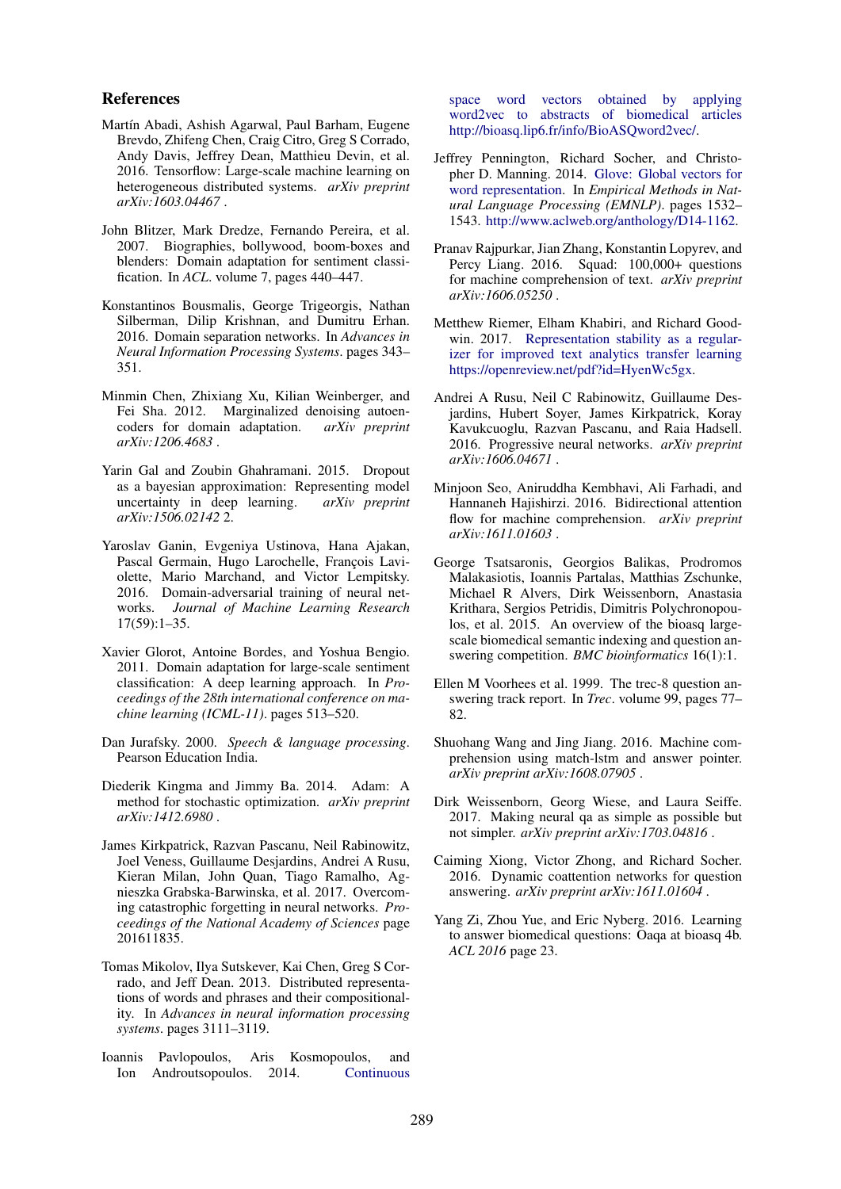## References

Martín Abadi, Ashish Agarwal, Paul Barham, Eugene Brevdo, Zhifeng Chen, Craig Citro, Greg S Corrado, Andy Davis, Jeffrey Dean, Matthieu Devin, et al. 2016. Tensorflow: Large-scale machine learning on heterogeneous distributed systems. *arXiv preprint arXiv:1603.04467* .

John Blitzer, Mark Dredze, Fernando Pereira, et al. 2007. Biographies, bollywood, boom-boxes and blenders: Domain adaptation for sentiment classification. In *ACL*. volume 7, pages 440–447.

Konstantinos Bousmalis, George Trigeorgis, Nathan Silberman, Dilip Krishnan, and Dumitru Erhan. 2016. Domain separation networks. In *Advances in Neural Information Processing Systems*. pages 343–351.

Minmin Chen, Zhixiang Xu, Kilian Weinberger, and Fei Sha. 2012. Marginalized denoising autoencoders for domain adaptation. *arXiv preprint arXiv:1206.4683* .

Yarin Gal and Zoubin Ghahramani. 2015. Dropout as a bayesian approximation: Representing model uncertainty in deep learning. *arXiv preprint arXiv:1506.02142* 2.

Yaroslav Ganin, Evgeniya Ustinova, Hana Ajakan, Pascal Germain, Hugo Larochelle, François Laviolette, Mario Marchand, and Victor Lempitsky. 2016. Domain-adversarial training of neural networks. *Journal of Machine Learning Research* 17(59):1–35.

Xavier Glorot, Antoine Bordes, and Yoshua Bengio. 2011. Domain adaptation for large-scale sentiment classification: A deep learning approach. In *Proceedings of the 28th international conference on machine learning (ICML-11)*. pages 513–520.

Dan Jurafsky. 2000. *Speech & language processing*. Pearson Education India.

Diederik Kingma and Jimmy Ba. 2014. Adam: A method for stochastic optimization. *arXiv preprint arXiv:1412.6980* .

James Kirkpatrick, Razvan Pascanu, Neil Rabinowitz, Joel Veness, Guillaume Desjardins, Andrei A Rusu, Kieran Milan, John Quan, Tiago Ramalho, Agnieszka Grabska-Barwinska, et al. 2017. Overcoming catastrophic forgetting in neural networks. *Proceedings of the National Academy of Sciences* page 201611835.

Tomas Mikolov, Ilya Sutskever, Kai Chen, Greg S Corrado, and Jeff Dean. 2013. Distributed representations of words and phrases and their compositionality. In *Advances in neural information processing systems*. pages 3111–3119.

Ioannis Pavlopoulos, Aris Kosmopoulos, and Ion Androutsopoulos. 2014. Continuous space word vectors obtained by applying word2vec to abstracts of biomedical articles http://bioasq.lip6.fr/info/BioASQword2vec/.

Jeffrey Pennington, Richard Socher, and Christopher D. Manning. 2014. Glove: Global vectors for word representation. In *Empirical Methods in Natural Language Processing (EMNLP)*. pages 1532–1543. http://www.aclweb.org/anthology/D14-1162.

Pranav Rajpurkar, Jian Zhang, Konstantin Lopyrev, and Percy Liang. 2016. Squad: 100,000+ questions for machine comprehension of text. *arXiv preprint arXiv:1606.05250* .

Metthew Riemer, Elham Khabiri, and Richard Goodwin. 2017. Representation stability as a regularizer for improved text analytics transfer learning https://openreview.net/pdf?id=HyenWc5gx.

Andrei A Rusu, Neil C Rabinowitz, Guillaume Desjardins, Hubert Soyer, James Kirkpatrick, Koray Kavukcuoglu, Razvan Pascanu, and Raia Hadsell. 2016. Progressive neural networks. *arXiv preprint arXiv:1606.04671* .

Minjoon Seo, Aniruddha Kembhavi, Ali Farhadi, and Hannaneh Hajishirzi. 2016. Bidirectional attention flow for machine comprehension. *arXiv preprint arXiv:1611.01603* .

George Tsatsaronis, Georgios Balikas, Prodromos Malakasiotis, Ioannis Partalas, Matthias Zschunke, Michael R Alvers, Dirk Weissenborn, Anastasia Krithara, Sergios Petridis, Dimitris Polychronopoulos, et al. 2015. An overview of the bioasq large-scale biomedical semantic indexing and question answering competition. *BMC bioinformatics* 16(1):1.

Ellen M Voorhees et al. 1999. The trec-8 question answering track report. In *Trec*. volume 99, pages 77–82.

Shuohang Wang and Jing Jiang. 2016. Machine comprehension using match-lstm and answer pointer. *arXiv preprint arXiv:1608.07905* .

Dirk Weissenborn, Georg Wiese, and Laura Seiffe. 2017. Making neural qa as simple as possible but not simpler. *arXiv preprint arXiv:1703.04816* .

Caiming Xiong, Victor Zhong, and Richard Socher. 2016. Dynamic coattention networks for question answering. *arXiv preprint arXiv:1611.01604* .

Yang Zi, Zhou Yue, and Eric Nyberg. 2016. Learning to answer biomedical questions: Oaqa at bioasq 4b. *ACL 2016* page 23.